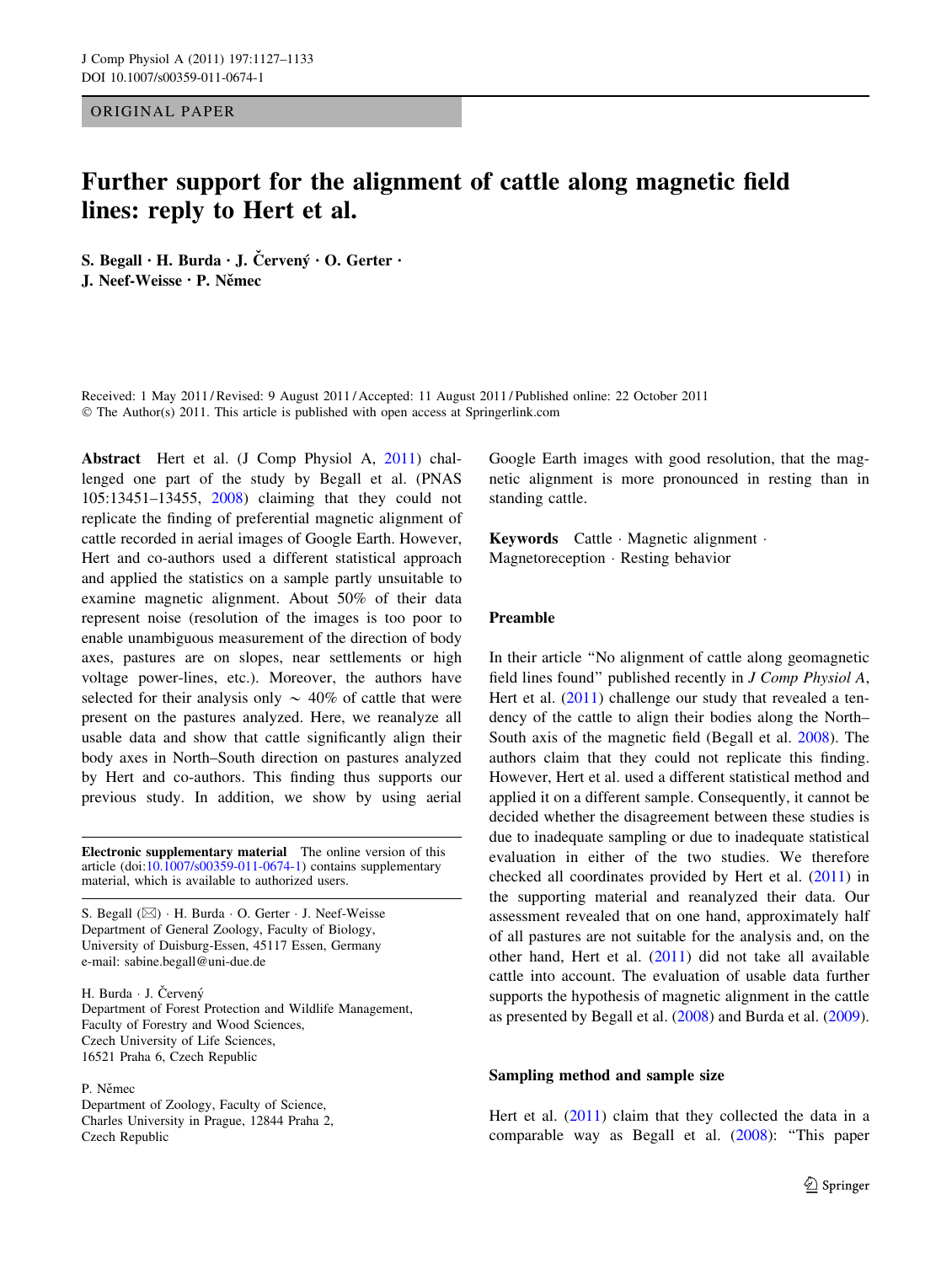ORIGINAL PAPER

# Further support for the alignment of cattle along magnetic field lines: reply to Hert et al.

**S. Begall · H. Burda · J. Červený · O. Gerter · J. Neef-Weisse · P. Němec**

Received: 1 May 2011 / Revised: 9 August 2011 / Accepted: 11 August 2011 / Published online: 22 October 2011
© The Author(s) 2011. This article is published with open access at Springerlink.com

**Abstract** Hert et al. (J Comp Physiol A, 2011) challenged one part of the study by Begall et al. (PNAS 105:13451–13455, 2008) claiming that they could not replicate the finding of preferential magnetic alignment of cattle recorded in aerial images of Google Earth. However, Hert and co-authors used a different statistical approach and applied the statistics on a sample partly unsuitable to examine magnetic alignment. About 50% of their data represent noise (resolution of the images is too poor to enable unambiguous measurement of the direction of body axes, pastures are on slopes, near settlements or high voltage power-lines, etc.). Moreover, the authors have selected for their analysis only ~ 40% of cattle that were present on the pastures analyzed. Here, we reanalyze all usable data and show that cattle significantly align their body axes in North–South direction on pastures analyzed by Hert and co-authors. This finding thus supports our previous study. In addition, we show by using aerial Google Earth images with good resolution, that the magnetic alignment is more pronounced in resting than in standing cattle.

**Keywords** Cattle · Magnetic alignment · Magnetoreception · Resting behavior

**Electronic supplementary material** The online version of this article (doi:10.1007/s00359-011-0674-1) contains supplementary material, which is available to authorized users.

S. Begall (✉) · H. Burda · O. Gerter · J. Neef-Weisse
Department of General Zoology, Faculty of Biology, University of Duisburg-Essen, 45117 Essen, Germany
e-mail: sabine.begall@uni-due.de

H. Burda · J. Červený
Department of Forest Protection and Wildlife Management, Faculty of Forestry and Wood Sciences, Czech University of Life Sciences, 16521 Praha 6, Czech Republic

P. Němec
Department of Zoology, Faculty of Science, Charles University in Prague, 12844 Praha 2, Czech Republic

## Preamble

In their article "No alignment of cattle along geomagnetic field lines found" published recently in *J Comp Physiol A*, Hert et al. (2011) challenge our study that revealed a tendency of the cattle to align their bodies along the North–South axis of the magnetic field (Begall et al. 2008). The authors claim that they could not replicate this finding. However, Hert et al. used a different statistical method and applied it on a different sample. Consequently, it cannot be decided whether the disagreement between these studies is due to inadequate sampling or due to inadequate statistical evaluation in either of the two studies. We therefore checked all coordinates provided by Hert et al. (2011) in the supporting material and reanalyzed their data. Our assessment revealed that on one hand, approximately half of all pastures are not suitable for the analysis and, on the other hand, Hert et al. (2011) did not take all available cattle into account. The evaluation of usable data further supports the hypothesis of magnetic alignment in the cattle as presented by Begall et al. (2008) and Burda et al. (2009).

### Sampling method and sample size

Hert et al. (2011) claim that they collected the data in a comparable way as Begall et al. (2008): "This paper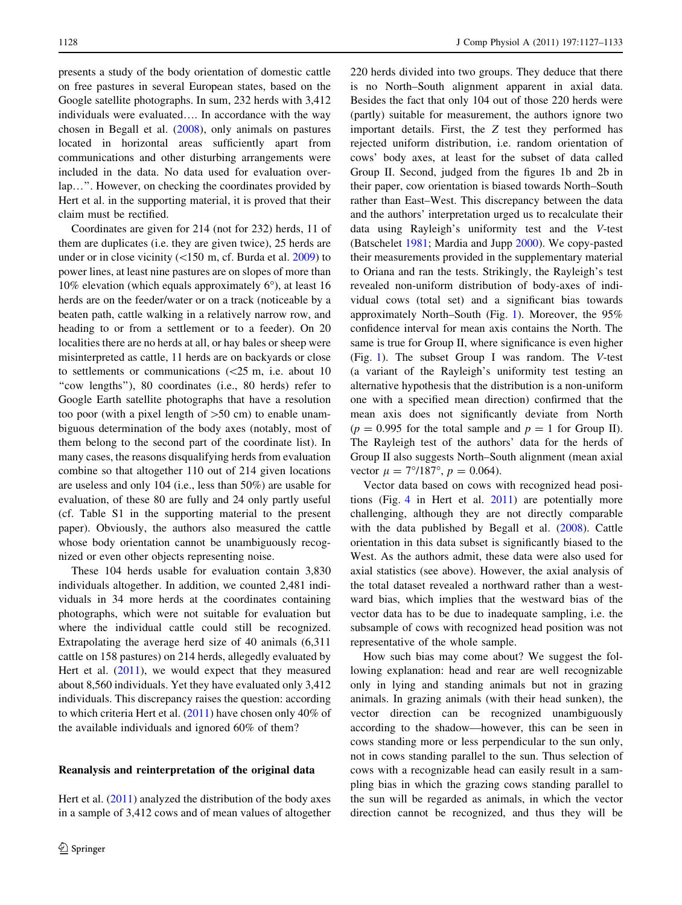presents a study of the body orientation of domestic cattle on free pastures in several European states, based on the Google satellite photographs. In sum, 232 herds with 3,412 individuals were evaluated…. In accordance with the way chosen in Begall et al. (2008), only animals on pastures located in horizontal areas sufficiently apart from communications and other disturbing arrangements were included in the data. No data used for evaluation overlap…". However, on checking the coordinates provided by Hert et al. in the supporting material, it is proved that their claim must be rectified.

Coordinates are given for 214 (not for 232) herds, 11 of them are duplicates (i.e. they are given twice), 25 herds are under or in close vicinity (<150 m, cf. Burda et al. 2009) to power lines, at least nine pastures are on slopes of more than 10% elevation (which equals approximately 6°), at least 16 herds are on the feeder/water or on a track (noticeable by a beaten path, cattle walking in a relatively narrow row, and heading to or from a settlement or to a feeder). On 20 localities there are no herds at all, or hay bales or sheep were misinterpreted as cattle, 11 herds are on backyards or close to settlements or communications (<25 m, i.e. about 10 "cow lengths"), 80 coordinates (i.e., 80 herds) refer to Google Earth satellite photographs that have a resolution too poor (with a pixel length of >50 cm) to enable unambiguous determination of the body axes (notably, most of them belong to the second part of the coordinate list). In many cases, the reasons disqualifying herds from evaluation combine so that altogether 110 out of 214 given locations are useless and only 104 (i.e., less than 50%) are usable for evaluation, of these 80 are fully and 24 only partly useful (cf. Table S1 in the supporting material to the present paper). Obviously, the authors also measured the cattle whose body orientation cannot be unambiguously recognized or even other objects representing noise.

These 104 herds usable for evaluation contain 3,830 individuals altogether. In addition, we counted 2,481 individuals in 34 more herds at the coordinates containing photographs, which were not suitable for evaluation but where the individual cattle could still be recognized. Extrapolating the average herd size of 40 animals (6,311 cattle on 158 pastures) on 214 herds, allegedly evaluated by Hert et al. (2011), we would expect that they measured about 8,560 individuals. Yet they have evaluated only 3,412 individuals. This discrepancy raises the question: according to which criteria Hert et al. (2011) have chosen only 40% of the available individuals and ignored 60% of them?

## Reanalysis and reinterpretation of the original data

Hert et al. (2011) analyzed the distribution of the body axes in a sample of 3,412 cows and of mean values of altogether 220 herds divided into two groups. They deduce that there is no North–South alignment apparent in axial data. Besides the fact that only 104 out of those 220 herds were (partly) suitable for measurement, the authors ignore two important details. First, the *Z* test they performed has rejected uniform distribution, i.e. random orientation of cows' body axes, at least for the subset of data called Group II. Second, judged from the figures 1b and 2b in their paper, cow orientation is biased towards North–South rather than East–West. This discrepancy between the data and the authors' interpretation urged us to recalculate their data using Rayleigh's uniformity test and the *V*-test (Batschelet 1981; Mardia and Jupp 2000). We copy-pasted their measurements provided in the supplementary material to Oriana and ran the tests. Strikingly, the Rayleigh's test revealed non-uniform distribution of body-axes of individual cows (total set) and a significant bias towards approximately North–South (Fig. 1). Moreover, the 95% confidence interval for mean axis contains the North. The same is true for Group II, where significance is even higher (Fig. 1). The subset Group I was random. The *V*-test (a variant of the Rayleigh's uniformity test testing an alternative hypothesis that the distribution is a non-uniform one with a specified mean direction) confirmed that the mean axis does not significantly deviate from North ($p = 0.995$ for the total sample and $p = 1$ for Group II). The Rayleigh test of the authors' data for the herds of Group II also suggests North–South alignment (mean axial vector $\mu = 7°/187°$, $p = 0.064$).

Vector data based on cows with recognized head positions (Fig. 4 in Hert et al. 2011) are potentially more challenging, although they are not directly comparable with the data published by Begall et al. (2008). Cattle orientation in this data subset is significantly biased to the West. As the authors admit, these data were also used for axial statistics (see above). However, the axial analysis of the total dataset revealed a northward rather than a westward bias, which implies that the westward bias of the vector data has to be due to inadequate sampling, i.e. the subsample of cows with recognized head position was not representative of the whole sample.

How such bias may come about? We suggest the following explanation: head and rear are well recognizable only in lying and standing animals but not in grazing animals. In grazing animals (with their head sunken), the vector direction can be recognized unambiguously according to the shadow—however, this can be seen in cows standing more or less perpendicular to the sun only, not in cows standing parallel to the sun. Thus selection of cows with a recognizable head can easily result in a sampling bias in which the grazing cows standing parallel to the sun will be regarded as animals, in which the vector direction cannot be recognized, and thus they will be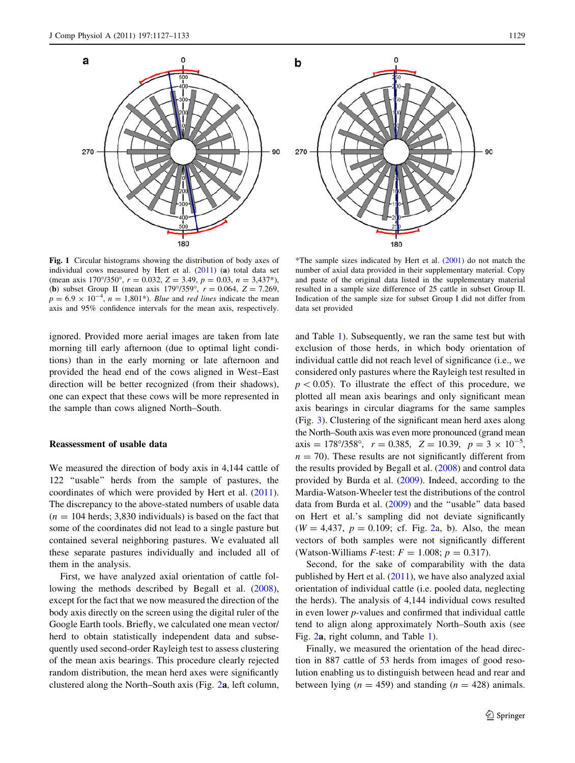**Fig. 1** Circular histograms showing the distribution of body axes of individual cows measured by Hert et al. (2011) (**a**) total data set (mean axis 170°/350°, $r = 0.032$, $Z = 3.49$, $p = 0.03$, $n = 3{,}437$*), (**b**) subset Group II (mean axis 179°/359°, $r = 0.064$, $Z = 7.269$, $p = 6.9 \times 10^{-4}$, $n = 1{,}801$*). *Blue* and *red lines* indicate the mean axis and 95% confidence intervals for the mean axis, respectively.

*The sample sizes indicated by Hert et al. (2001) do not match the number of axial data provided in their supplementary material. Copy and paste of the original data listed in the supplementary material resulted in a sample size difference of 25 cattle in subset Group II. Indication of the sample size for subset Group I did not differ from data set provided

ignored. Provided more aerial images are taken from late morning till early afternoon (due to optimal light conditions) than in the early morning or late afternoon and provided the head end of the cows aligned in West–East direction will be better recognized (from their shadows), one can expect that these cows will be more represented in the sample than cows aligned North–South.

## Reassessment of usable data

We measured the direction of body axis in 4,144 cattle of 122 "usable" herds from the sample of pastures, the coordinates of which were provided by Hert et al. (2011). The discrepancy to the above-stated numbers of usable data ($n = 104$ herds; 3,830 individuals) is based on the fact that some of the coordinates did not lead to a single pasture but contained several neighboring pastures. We evaluated all these separate pastures individually and included all of them in the analysis.

First, we have analyzed axial orientation of cattle following the methods described by Begall et al. (2008), except for the fact that we now measured the direction of the body axis directly on the screen using the digital ruler of the Google Earth tools. Briefly, we calculated one mean vector/herd to obtain statistically independent data and subsequently used second-order Rayleigh test to assess clustering of the mean axis bearings. This procedure clearly rejected random distribution, the mean herd axes were significantly clustered along the North–South axis (Fig. 2**a**, left column, and Table 1). Subsequently, we ran the same test but with exclusion of those herds, in which body orientation of individual cattle did not reach level of significance (i.e., we considered only pastures where the Rayleigh test resulted in $p < 0.05$). To illustrate the effect of this procedure, we plotted all mean axis bearings and only significant mean axis bearings in circular diagrams for the same samples (Fig. 3). Clustering of the significant mean herd axes along the North–South axis was even more pronounced (grand mean axis = 178°/358°, $r = 0.385$, $Z = 10.39$, $p = 3 \times 10^{-5}$, $n = 70$). These results are not significantly different from the results provided by Begall et al. (2008) and control data provided by Burda et al. (2009). Indeed, according to the Mardia-Watson-Wheeler test the distributions of the control data from Burda et al. (2009) and the "usable" data based on Hert et al.'s sampling did not deviate significantly ($W = 4{,}437$, $p = 0.109$; cf. Fig. 2a, b). Also, the mean vectors of both samples were not significantly different (Watson-Williams $F$-test: $F = 1.008$; $p = 0.317$).

Second, for the sake of comparability with the data published by Hert et al. (2011), we have also analyzed axial orientation of individual cattle (i.e. pooled data, neglecting the herds). The analysis of 4,144 individual cows resulted in even lower $p$-values and confirmed that individual cattle tend to align along approximately North–South axis (see Fig. 2**a**, right column, and Table 1).

Finally, we measured the orientation of the head direction in 887 cattle of 53 herds from images of good resolution enabling us to distinguish between head and rear and between lying ($n = 459$) and standing ($n = 428$) animals.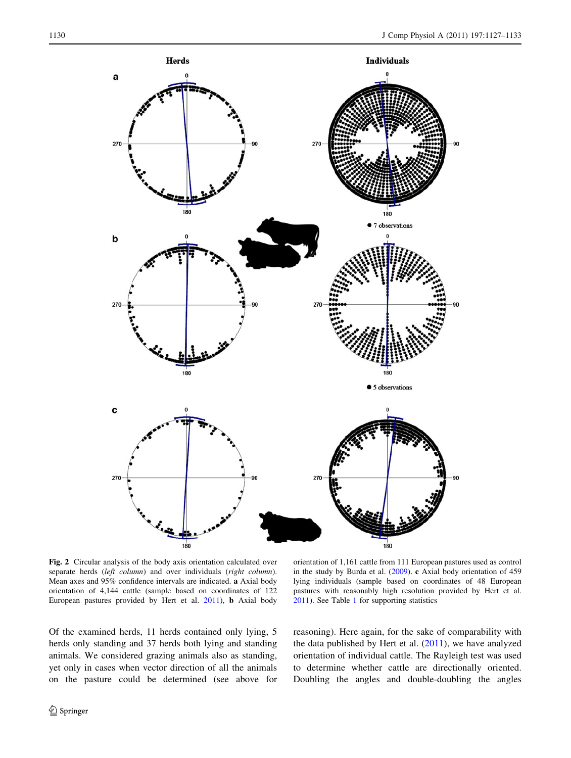Fig. 2 Circular analysis of the body axis orientation calculated over separate herds (*left column*) and over individuals (*right column*). Mean axes and 95% confidence intervals are indicated. **a** Axial body orientation of 4,144 cattle (sample based on coordinates of 122 European pastures provided by Hert et al. 2011), **b** Axial body orientation of 1,161 cattle from 111 European pastures used as control in the study by Burda et al. (2009). **c** Axial body orientation of 459 lying individuals (sample based on coordinates of 48 European pastures with reasonably high resolution provided by Hert et al. 2011). See Table 1 for supporting statistics

Of the examined herds, 11 herds contained only lying, 5 herds only standing and 37 herds both lying and standing animals. We considered grazing animals also as standing, yet only in cases when vector direction of all the animals on the pasture could be determined (see above for reasoning). Here again, for the sake of comparability with the data published by Hert et al. (2011), we have analyzed orientation of individual cattle. The Rayleigh test was used to determine whether cattle are directionally oriented. Doubling the angles and double-doubling the angles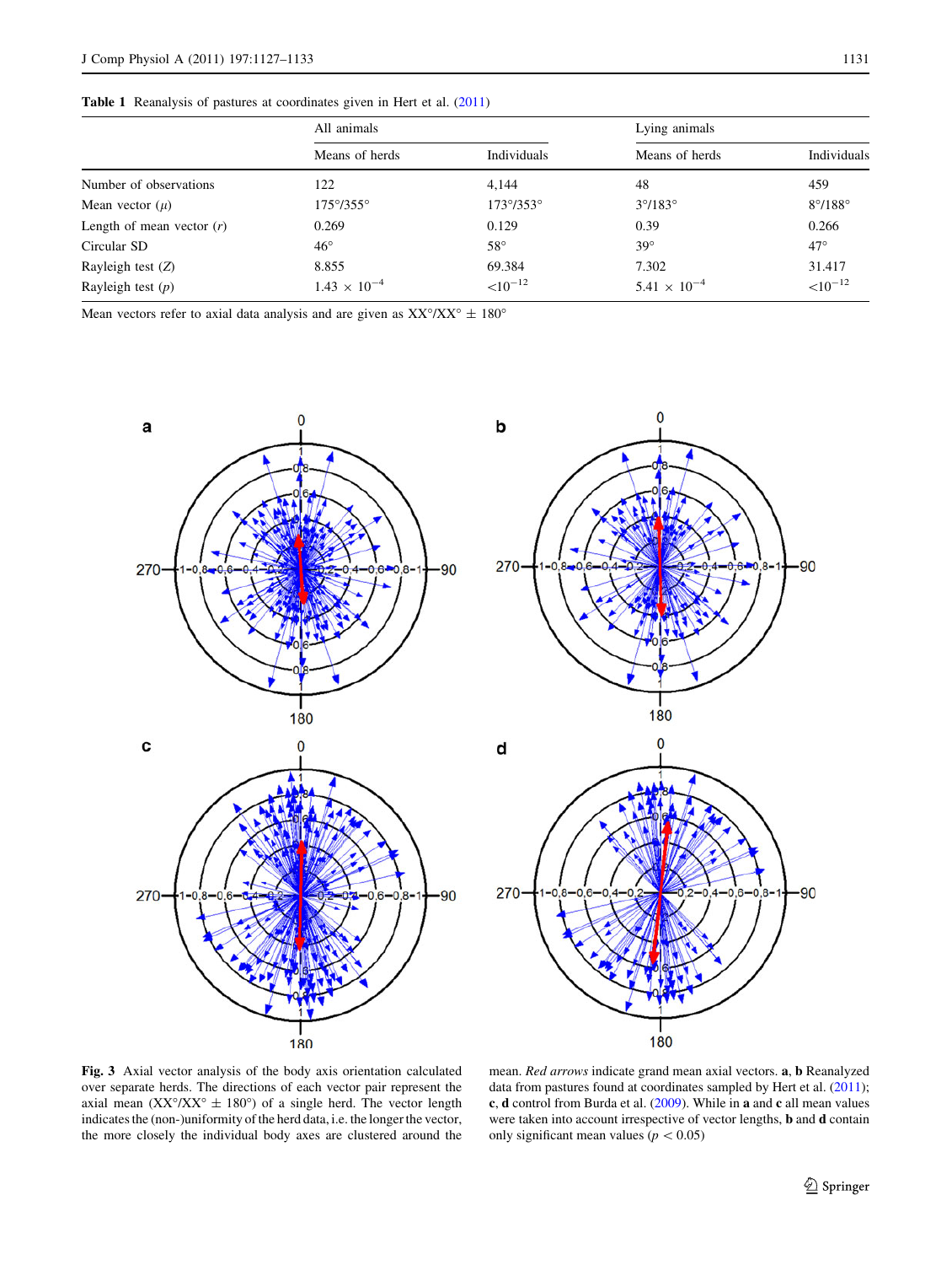**Table 1** Reanalysis of pastures at coordinates given in Hert et al. (2011)

| | All animals | | Lying animals | |
|---|---|---|---|---|
| | Means of herds | Individuals | Means of herds | Individuals |
| Number of observations | 122 | 4,144 | 48 | 459 |
| Mean vector ($\mu$) | 175°/355° | 173°/353° | 3°/183° | 8°/188° |
| Length of mean vector ($r$) | 0.269 | 0.129 | 0.39 | 0.266 |
| Circular SD | 46° | 58° | 39° | 47° |
| Rayleigh test ($Z$) | 8.855 | 69.384 | 7.302 | 31.417 |
| Rayleigh test ($p$) | $1.43 \times 10^{-4}$ | $<10^{-12}$ | $5.41 \times 10^{-4}$ | $<10^{-12}$ |

Mean vectors refer to axial data analysis and are given as XX°/XX° ± 180°

**Fig. 3** Axial vector analysis of the body axis orientation calculated over separate herds. The directions of each vector pair represent the axial mean (XX°/XX° ± 180°) of a single herd. The vector length indicates the (non-)uniformity of the herd data, i.e. the longer the vector, the more closely the individual body axes are clustered around the mean. *Red arrows* indicate grand mean axial vectors. **a**, **b** Reanalyzed data from pastures found at coordinates sampled by Hert et al. (2011); **c**, **d** control from Burda et al. (2009). While in **a** and **c** all mean values were taken into account irrespective of vector lengths, **b** and **d** contain only significant mean values ($p < 0.05$)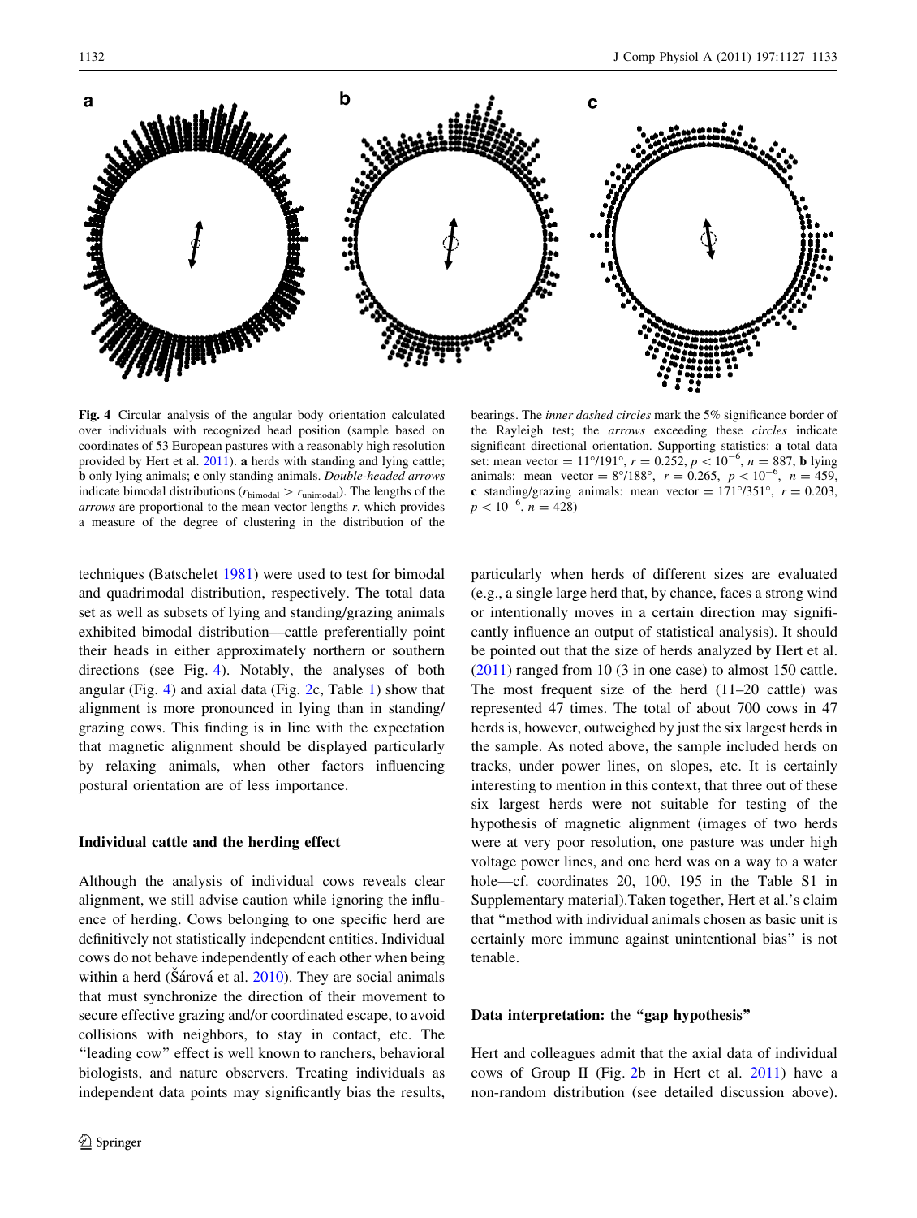**Fig. 4** Circular analysis of the angular body orientation calculated over individuals with recognized head position (sample based on coordinates of 53 European pastures with a reasonably high resolution provided by Hert et al. 2011). **a** herds with standing and lying cattle; **b** only lying animals; **c** only standing animals. *Double-headed arrows* indicate bimodal distributions ($r_{\text{bimodal}} > r_{\text{unimodal}}$). The lengths of the *arrows* are proportional to the mean vector lengths $r$, which provides a measure of the degree of clustering in the distribution of the bearings. The *inner dashed circles* mark the 5% significance border of the Rayleigh test; the *arrows* exceeding these *circles* indicate significant directional orientation. Supporting statistics: **a** total data set: mean vector = 11°/191°, $r = 0.252$, $p < 10^{-6}$, $n = 887$, **b** lying animals: mean vector = 8°/188°, $r = 0.265$, $p < 10^{-6}$, $n = 459$, **c** standing/grazing animals: mean vector = 171°/351°, $r = 0.203$, $p < 10^{-6}$, $n = 428$)

techniques (Batschelet 1981) were used to test for bimodal and quadrimodal distribution, respectively. The total data set as well as subsets of lying and standing/grazing animals exhibited bimodal distribution—cattle preferentially point their heads in either approximately northern or southern directions (see Fig. 4). Notably, the analyses of both angular (Fig. 4) and axial data (Fig. 2c, Table 1) show that alignment is more pronounced in lying than in standing/grazing cows. This finding is in line with the expectation that magnetic alignment should be displayed particularly by relaxing animals, when other factors influencing postural orientation are of less importance.

## Individual cattle and the herding effect

Although the analysis of individual cows reveals clear alignment, we still advise caution while ignoring the influence of herding. Cows belonging to one specific herd are definitively not statistically independent entities. Individual cows do not behave independently of each other when being within a herd (Šárová et al. 2010). They are social animals that must synchronize the direction of their movement to secure effective grazing and/or coordinated escape, to avoid collisions with neighbors, to stay in contact, etc. The "leading cow" effect is well known to ranchers, behavioral biologists, and nature observers. Treating individuals as independent data points may significantly bias the results, particularly when herds of different sizes are evaluated (e.g., a single large herd that, by chance, faces a strong wind or intentionally moves in a certain direction may significantly influence an output of statistical analysis). It should be pointed out that the size of herds analyzed by Hert et al. (2011) ranged from 10 (3 in one case) to almost 150 cattle. The most frequent size of the herd (11–20 cattle) was represented 47 times. The total of about 700 cows in 47 herds is, however, outweighed by just the six largest herds in the sample. As noted above, the sample included herds on tracks, under power lines, on slopes, etc. It is certainly interesting to mention in this context, that three out of these six largest herds were not suitable for testing of the hypothesis of magnetic alignment (images of two herds were at very poor resolution, one pasture was under high voltage power lines, and one herd was on a way to a water hole—cf. coordinates 20, 100, 195 in the Table S1 in Supplementary material).Taken together, Hert et al.'s claim that "method with individual animals chosen as basic unit is certainly more immune against unintentional bias" is not tenable.

## Data interpretation: the "gap hypothesis"

Hert and colleagues admit that the axial data of individual cows of Group II (Fig. 2b in Hert et al. 2011) have a non-random distribution (see detailed discussion above).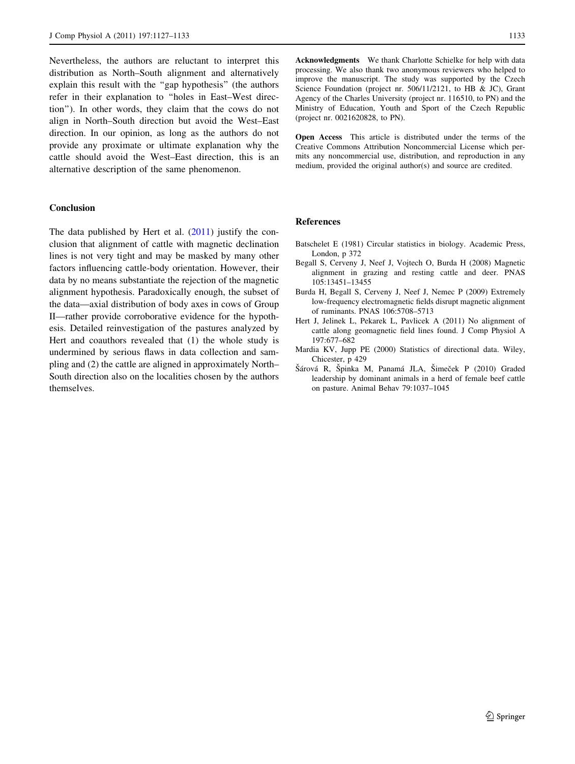Nevertheless, the authors are reluctant to interpret this distribution as North–South alignment and alternatively explain this result with the "gap hypothesis" (the authors refer in their explanation to "holes in East–West direction"). In other words, they claim that the cows do not align in North–South direction but avoid the West–East direction. In our opinion, as long as the authors do not provide any proximate or ultimate explanation why the cattle should avoid the West–East direction, this is an alternative description of the same phenomenon.

## Conclusion

The data published by Hert et al. (2011) justify the conclusion that alignment of cattle with magnetic declination lines is not very tight and may be masked by many other factors influencing cattle-body orientation. However, their data by no means substantiate the rejection of the magnetic alignment hypothesis. Paradoxically enough, the subset of the data—axial distribution of body axes in cows of Group II—rather provide corroborative evidence for the hypothesis. Detailed reinvestigation of the pastures analyzed by Hert and coauthors revealed that (1) the whole study is undermined by serious flaws in data collection and sampling and (2) the cattle are aligned in approximately North–South direction also on the localities chosen by the authors themselves.

**Acknowledgments** We thank Charlotte Schielke for help with data processing. We also thank two anonymous reviewers who helped to improve the manuscript. The study was supported by the Czech Science Foundation (project nr. 506/11/2121, to HB & JC), Grant Agency of the Charles University (project nr. 116510, to PN) and the Ministry of Education, Youth and Sport of the Czech Republic (project nr. 0021620828, to PN).

**Open Access** This article is distributed under the terms of the Creative Commons Attribution Noncommercial License which permits any noncommercial use, distribution, and reproduction in any medium, provided the original author(s) and source are credited.

## References

Batschelet E (1981) Circular statistics in biology. Academic Press, London, p 372

Begall S, Cerveny J, Neef J, Vojtech O, Burda H (2008) Magnetic alignment in grazing and resting cattle and deer. PNAS 105:13451–13455

Burda H, Begall S, Cerveny J, Neef J, Nemec P (2009) Extremely low-frequency electromagnetic fields disrupt magnetic alignment of ruminants. PNAS 106:5708–5713

Hert J, Jelinek L, Pekarek L, Pavlicek A (2011) No alignment of cattle along geomagnetic field lines found. J Comp Physiol A 197:677–682

Mardia KV, Jupp PE (2000) Statistics of directional data. Wiley, Chicester, p 429

Šárová R, Špinka M, Panamá JLA, Šimeček P (2010) Graded leadership by dominant animals in a herd of female beef cattle on pasture. Animal Behav 79:1037–1045